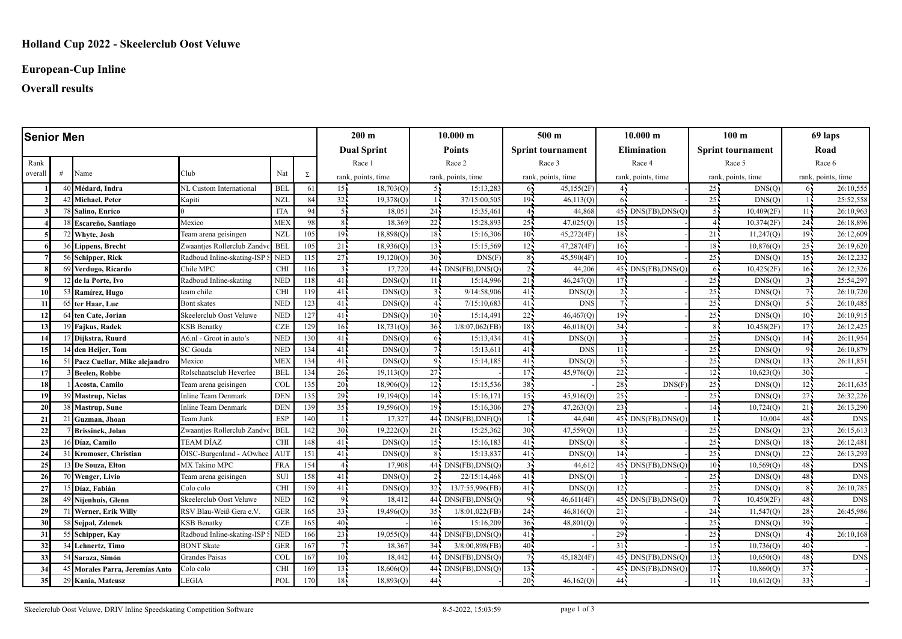# Holland Cup 2022 - Skeelerclub Oost Veluwe

## European-Cup Inline

## Overall results

| **Senior Men** | | | | | | 200 m | | 10.000 m | | 500 m | | 10.000 m | | 100 m | | 69 laps | |
|---|---|---|---|---|---|---|---|---|---|---|---|---|---|---|---|---|---|
| | | | | | | Dual Sprint | | Points | | Sprint tournament | | Elimination | | Sprint tournament | | Road | |
| Rank | | | | | | Race 1 | | Race 2 | | Race 3 | | Race 4 | | Race 5 | | Race 6 | |
| overall | # | Name | Club | Nat | Σ | rank, points, time | | rank, points, time | | rank, points, time | | rank, points, time | | rank, points, time | | rank, points, time | |
| 1 | 40 | Médard, Indra | NL Custom International | BEL | 61 | 15 | 18,703(Q) | 5 | 15:13,283 | 6 | 45,155(2F) | 4 | - | 25 | DNS(Q) | 6 | 26:10,555 |
| 2 | 42 | Michael, Peter | Kapiti | NZL | 84 | 32 | 19,378(Q) | 1 | 37/15:00,505 | 19 | 46,113(Q) | 6 | - | 25 | DNS(Q) | 1 | 25:52,558 |
| 3 | 78 | Salino, Enrico | 0 | ITA | 94 | 5 | 18,051 | 24 | 15:35,461 | 4 | 44,868 | 45 | DNS(FB),DNS(Q) | 5 | 10,409(2F) | 11 | 26:10,963 |
| 4 | 18 | Escareño, Santiago | Mexico | MEX | 98 | 8 | 18,369 | 22 | 15:28,893 | 25 | 47,025(Q) | 15 | - | 4 | 10,374(2F) | 24 | 26:18,896 |
| 5 | 72 | Whyte, Josh | Team arena geisingen | NZL | 105 | 19 | 18,898(Q) | 18 | 15:16,306 | 10 | 45,272(4F) | 18 | - | 21 | 11,247(Q) | 19 | 26:12,609 |
| 6 | 36 | Lippens, Brecht | Zwaantjes Rollerclub Zandvo | BEL | 105 | 21 | 18,936(Q) | 13 | 15:15,569 | 12 | 47,287(4F) | 16 | - | 18 | 10,876(Q) | 25 | 26:19,620 |
| 7 | 56 | Schipper, Rick | Radboud Inline-skating-ISP S | NED | 115 | 27 | 19,120(Q) | 30 | DNS(F) | 8 | 45,590(4F) | 10 | - | 25 | DNS(Q) | 15 | 26:12,232 |
| 8 | 69 | Verdugo, Ricardo | Chile MPC | CHI | 116 | 3 | 17,720 | 44 | DNS(FB),DNS(Q) | 2 | 44,206 | 45 | DNS(FB),DNS(Q) | 6 | 10,425(2F) | 16 | 26:12,326 |
| 9 | 12 | de la Porte, Ivo | Radboud Inline-skating | NED | 118 | 41 | DNS(Q) | 11 | 15:14,996 | 21 | 46,247(Q) | 17 | - | 25 | DNS(Q) | 3 | 25:54,297 |
| 10 | 53 | Ramírez, Hugo | team chile | CHI | 119 | 41 | DNS(Q) | 3 | 9/14:58,906 | 41 | DNS(Q) | 2 | - | 25 | DNS(Q) | 7 | 26:10,720 |
| 11 | 65 | ter Haar, Luc | Bont skates | NED | 123 | 41 | DNS(Q) | 4 | 7/15:10,683 | 41 | DNS | 7 | - | 25 | DNS(Q) | 5 | 26:10,485 |
| 12 | 64 | ten Cate, Jorian | Skeelerclub Oost Veluwe | NED | 127 | 41 | DNS(Q) | 10 | 15:14,491 | 22 | 46,467(Q) | 19 | - | 25 | DNS(Q) | 10 | 26:10,915 |
| 13 | 19 | Fajkus, Radek | KSB Benatky | CZE | 129 | 16 | 18,731(Q) | 36 | 1/8:07,062(FB) | 18 | 46,018(Q) | 34 | - | 8 | 10,458(2F) | 17 | 26:12,425 |
| 14 | 17 | Dijkstra, Ruurd | A6.nl - Groot in auto's | NED | 130 | 41 | DNS(Q) | 6 | 15:13,434 | 41 | DNS(Q) | 3 | - | 25 | DNS(Q) | 14 | 26:11,954 |
| 15 | 14 | den Heijer, Tom | SC Gouda | NED | 134 | 41 | DNS(Q) | 7 | 15:13,611 | 41 | DNS | 11 | - | 25 | DNS(Q) | 9 | 26:10,879 |
| 16 | 51 | Paez Cuellar, Mike alejandro | Mexico | MEX | 134 | 41 | DNS(Q) | 9 | 15:14,185 | 41 | DNS(Q) | 5 | - | 25 | DNS(Q) | 13 | 26:11,851 |
| 17 | 3 | Beelen, Robbe | Rolschaatsclub Heverlee | BEL | 134 | 26 | 19,113(Q) | 27 | - | 17 | 45,976(Q) | 22 | - | 12 | 10,623(Q) | 30 | - |
| 18 | 1 | Acosta, Camilo | Team arena geisingen | COL | 135 | 20 | 18,906(Q) | 12 | 15:15,536 | 38 | - | 28 | DNS(F) | 25 | DNS(Q) | 12 | 26:11,635 |
| 19 | 39 | Mastrup, Niclas | Inline Team Denmark | DEN | 135 | 29 | 19,194(Q) | 14 | 15:16,171 | 15 | 45,916(Q) | 25 | - | 25 | DNS(Q) | 27 | 26:32,226 |
| 20 | 38 | Mastrup, Sune | Inline Team Denmark | DEN | 139 | 35 | 19,596(Q) | 19 | 15:16,306 | 27 | 47,263(Q) | 23 | - | 14 | 10,724(Q) | 21 | 26:13,290 |
| 21 | 21 | Guzman, Jhoan | Team Junk | ESP | 140 | 1 | 17,327 | 44 | DNS(FB),DNF(Q) | 1 | 44,040 | 45 | DNS(FB),DNS(Q) | 1 | 10,004 | 48 | DNS |
| 22 | 7 | Brissinck, Jolan | Zwaantjes Rollerclub Zandvo | BEL | 142 | 30 | 19,222(Q) | 21 | 15:25,362 | 30 | 47,559(Q) | 13 | - | 25 | DNS(Q) | 23 | 26:15,613 |
| 23 | 16 | Díaz, Camilo | TEAM DÍAZ | CHI | 148 | 41 | DNS(Q) | 15 | 15:16,183 | 41 | DNS(Q) | 8 | - | 25 | DNS(Q) | 18 | 26:12,481 |
| 24 | 31 | Kromoser, Christian | ÖISC-Burgenland - AOwhee | AUT | 151 | 41 | DNS(Q) | 8 | 15:13,837 | 41 | DNS(Q) | 14 | - | 25 | DNS(Q) | 22 | 26:13,293 |
| 25 | 13 | De Souza, Elton | MX Takino MPC | FRA | 154 | 4 | 17,908 | 44 | DNS(FB),DNS(Q) | 3 | 44,612 | 45 | DNS(FB),DNS(Q) | 10 | 10,569(Q) | 48 | DNS |
| 26 | 70 | Wenger, Livio | Team arena geisingen | SUI | 158 | 41 | DNS(Q) | 2 | 22/15:14,468 | 41 | DNS(Q) | 1 | - | 25 | DNS(Q) | 48 | DNS |
| 27 | 15 | Díaz, Fabián | Colo colo | CHI | 159 | 41 | DNS(Q) | 32 | 13/7:55,996(FB) | 41 | DNS(Q) | 12 | - | 25 | DNS(Q) | 8 | 26:10,785 |
| 28 | 49 | Nijenhuis, Glenn | Skeelerclub Oost Veluwe | NED | 162 | 9 | 18,412 | 44 | DNS(FB),DNS(Q) | 9 | 46,611(4F) | 45 | DNS(FB),DNS(Q) | 7 | 10,450(2F) | 48 | DNS |
| 29 | 71 | Werner, Erik Willy | RSV Blau-Weiß Gera e.V. | GER | 165 | 33 | 19,496(Q) | 35 | 1/8:01,022(FB) | 24 | 46,816(Q) | 21 | - | 24 | 11,547(Q) | 28 | 26:45,986 |
| 30 | 58 | Sejpal, Zdenek | KSB Benatky | CZE | 165 | 40 | - | 16 | 15:16,209 | 36 | 48,801(Q) | 9 | - | 25 | DNS(Q) | 39 | - |
| 31 | 55 | Schipper, Kay | Radboud Inline-skating-ISP S | NED | 166 | 23 | 19,055(Q) | 44 | DNS(FB),DNS(Q) | 41 | - | 29 | - | 25 | DNS(Q) | 4 | 26:10,168 |
| 32 | 34 | Lehnertz, Timo | BONT Skate | GER | 167 | 7 | 18,367 | 34 | 3/8:00,898(FB) | 40 | - | 31 | - | 15 | 10,736(Q) | 40 | - |
| 33 | 54 | Saraza, Simón | Grandes Paisas | COL | 167 | 10 | 18,442 | 44 | DNS(FB),DNS(Q) | 7 | 45,182(4F) | 45 | DNS(FB),DNS(Q) | 13 | 10,650(Q) | 48 | DNS |
| 34 | 45 | Morales Parra, Jeremías Anto | Colo colo | CHI | 169 | 13 | 18,606(Q) | 44 | DNS(FB),DNS(Q) | 13 | - | 45 | DNS(FB),DNS(Q) | 17 | 10,860(Q) | 37 | - |
| 35 | 29 | Kania, Mateusz | LEGIA | POL | 170 | 18 | 18,893(Q) | 44 | - | 20 | 46,162(Q) | 44 | - | 11 | 10,612(Q) | 33 | - |

Skeelerclub Oost Veluwe, DRIV Inline Speedskating Competition Software 8-5-2022, 15:03:59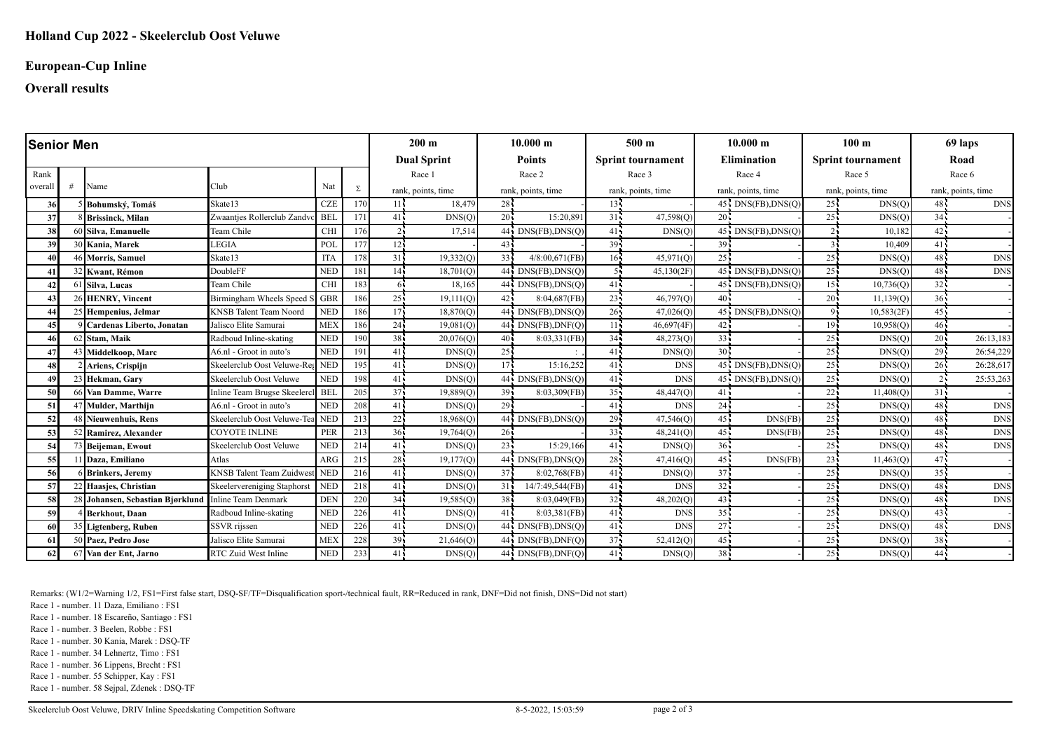# Holland Cup 2022 - Skeelerclub Oost Veluwe

## European-Cup Inline

## Overall results

| Senior Men | | | | | | 200 m | | 10.000 m | | 500 m | | 10.000 m | | 100 m | | 69 laps | |
|---|---|---|---|---|---|---|---|---|---|---|---|---|---|---|---|---|---|
| | | | | | | Dual Sprint | | Points | | Sprint tournament | | Elimination | | Sprint tournament | | Road | |
| Rank overall | # | Name | Club | Nat | Σ | Race 1 rank, points, time | | Race 2 rank, points, time | | Race 3 rank, points, time | | Race 4 rank, points, time | | Race 5 rank, points, time | | Race 6 rank, points, time | |
| 36 | 5 | Bohumský, Tomáš | Skate13 | CZE | 170 | 11 | 18,479 | 28 | - | 13 | - | 45 | DNS(FB),DNS(Q) | 25 | DNS(Q) | 48 | DNS |
| 37 | 8 | Brissinck, Milan | Zwaantjes Rollerclub Zandvo | BEL | 171 | 41 | DNS(Q) | 20 | 15:20,891 | 31 | 47,598(Q) | 20 | - | 25 | DNS(Q) | 34 | - |
| 38 | 60 | Silva, Emanuelle | Team Chile | CHI | 176 | 2 | 17,514 | 44 | DNS(FB),DNS(Q) | 41 | DNS(Q) | 45 | DNS(FB),DNS(Q) | 2 | 10,182 | 42 | - |
| 39 | 30 | Kania, Marek | LEGIA | POL | 177 | 12 | - | 43 | - | 39 | - | 39 | - | 3 | 10,409 | 41 | - |
| 40 | 46 | Morris, Samuel | Skate13 | ITA | 178 | 31 | 19,332(Q) | 33 | 4/8:00,671(FB) | 16 | 45,971(Q) | 25 | - | 25 | DNS(Q) | 48 | DNS |
| 41 | 32 | Kwant, Rémon | DoubleFF | NED | 181 | 14 | 18,701(Q) | 44 | DNS(FB),DNS(Q) | 5 | 45,130(2F) | 45 | DNS(FB),DNS(Q) | 25 | DNS(Q) | 48 | DNS |
| 42 | 61 | Silva, Lucas | Team Chile | CHI | 183 | 6 | 18,165 | 44 | DNS(FB),DNS(Q) | 41 | - | 45 | DNS(FB),DNS(Q) | 15 | 10,736(Q) | 32 | - |
| 43 | 26 | HENRY, Vincent | Birmingham Wheels Speed S | GBR | 186 | 25 | 19,111(Q) | 42 | 8:04,687(FB) | 23 | 46,797(Q) | 40 | - | 20 | 11,139(Q) | 36 | - |
| 44 | 25 | Hempenius, Jelmar | KNSB Talent Team Noord | NED | 186 | 17 | 18,870(Q) | 44 | DNS(FB),DNS(Q) | 26 | 47,026(Q) | 45 | DNS(FB),DNS(Q) | 9 | 10,583(2F) | 45 | - |
| 45 | 9 | Cardenas Liberto, Jonatan | Jalisco Elite Samurai | MEX | 186 | 24 | 19,081(Q) | 44 | DNS(FB),DNF(Q) | 11 | 46,697(4F) | 42 | - | 19 | 10,958(Q) | 46 | - |
| 46 | 62 | Stam, Maik | Radboud Inline-skating | NED | 190 | 38 | 20,076(Q) | 40 | 8:03,331(FB) | 34 | 48,273(Q) | 33 | - | 25 | DNS(Q) | 20 | 26:13,183 |
| 47 | 43 | Middelkoop, Marc | A6.nl - Groot in auto's | NED | 191 | 41 | DNS(Q) | 25 | : . | 41 | DNS(Q) | 30 | - | 25 | DNS(Q) | 29 | 26:54,229 |
| 48 | 2 | Ariens, Crispijn | Skeelerclub Oost Veluwe-Reg | NED | 195 | 41 | DNS(Q) | 17 | 15:16,252 | 41 | DNS | 45 | DNS(FB),DNS(Q) | 25 | DNS(Q) | 26 | 26:28,617 |
| 49 | 23 | Hekman, Gary | Skeelerclub Oost Veluwe | NED | 198 | 41 | DNS(Q) | 44 | DNS(FB),DNS(Q) | 41 | DNS | 45 | DNS(FB),DNS(Q) | 25 | DNS(Q) | 2 | 25:53,263 |
| 50 | 66 | Van Damme, Warre | Inline Team Brugse Skeelercl | BEL | 205 | 37 | 19,889(Q) | 39 | 8:03,309(FB) | 35 | 48,447(Q) | 41 | - | 22 | 11,408(Q) | 31 | - |
| 51 | 47 | Mulder, Marthijn | A6.nl - Groot in auto's | NED | 208 | 41 | DNS(Q) | 29 | - | 41 | DNS | 24 | - | 25 | DNS(Q) | 48 | DNS |
| 52 | 48 | Nieuwenhuis, Rens | Skeelerclub Oost Veluwe-Tea | NED | 213 | 22 | 18,968(Q) | 44 | DNS(FB),DNS(Q) | 29 | 47,546(Q) | 45 | DNS(FB) | 25 | DNS(Q) | 48 | DNS |
| 53 | 52 | Ramirez, Alexander | COYOTE INLINE | PER | 213 | 36 | 19,764(Q) | 26 | - | 33 | 48,241(Q) | 45 | DNS(FB) | 25 | DNS(Q) | 48 | DNS |
| 54 | 73 | Beijeman, Ewout | Skeelerclub Oost Veluwe | NED | 214 | 41 | DNS(Q) | 23 | 15:29,166 | 41 | DNS(Q) | 36 | - | 25 | DNS(Q) | 48 | DNS |
| 55 | 11 | Daza, Emiliano | Atlas | ARG | 215 | 28 | 19,177(Q) | 44 | DNS(FB),DNS(Q) | 28 | 47,416(Q) | 45 | DNS(FB) | 23 | 11,463(Q) | 47 | - |
| 56 | 6 | Brinkers, Jeremy | KNSB Talent Team Zuidwest | NED | 216 | 41 | DNS(Q) | 37 | 8:02,768(FB) | 41 | DNS(Q) | 37 | - | 25 | DNS(Q) | 35 | - |
| 57 | 22 | Haasjes, Christian | Skeelervereniging Staphorst | NED | 218 | 41 | DNS(Q) | 31 | 14/7:49,544(FB) | 41 | DNS | 32 | - | 25 | DNS(Q) | 48 | DNS |
| 58 | 28 | Johansen, Sebastian Bjørklund | Inline Team Denmark | DEN | 220 | 34 | 19,585(Q) | 38 | 8:03,049(FB) | 32 | 48,202(Q) | 43 | - | 25 | DNS(Q) | 48 | DNS |
| 59 | 4 | Berkhout, Daan | Radboud Inline-skating | NED | 226 | 41 | DNS(Q) | 41 | 8:03,381(FB) | 41 | DNS | 35 | - | 25 | DNS(Q) | 43 | - |
| 60 | 35 | Ligtenberg, Ruben | SSVR rijssen | NED | 226 | 41 | DNS(Q) | 44 | DNS(FB),DNS(Q) | 41 | DNS | 27 | - | 25 | DNS(Q) | 48 | DNS |
| 61 | 50 | Paez, Pedro Jose | Jalisco Elite Samurai | MEX | 228 | 39 | 21,646(Q) | 44 | DNS(FB),DNF(Q) | 37 | 52,412(Q) | 45 | - | 25 | DNS(Q) | 38 | - |
| 62 | 67 | Van der Ent, Jarno | RTC Zuid West Inline | NED | 233 | 41 | DNS(Q) | 44 | DNS(FB),DNF(Q) | 41 | DNS(Q) | 38 | - | 25 | DNS(Q) | 44 | - |

Remarks: (W1/2=Warning 1/2, FS1=First false start, DSQ-SF/TF=Disqualification sport-/technical fault, RR=Reduced in rank, DNF=Did not finish, DNS=Did not start)

Race 1 - number. 11 Daza, Emiliano : FS1
Race 1 - number. 18 Escareño, Santiago : FS1
Race 1 - number. 3 Beelen, Robbe : FS1
Race 1 - number. 30 Kania, Marek : DSQ-TF
Race 1 - number. 34 Lehnertz, Timo : FS1
Race 1 - number. 36 Lippens, Brecht : FS1
Race 1 - number. 55 Schipper, Kay : FS1
Race 1 - number. 58 Sejpal, Zdenek : DSQ-TF

Skeelerclub Oost Veluwe, DRIV Inline Speedskating Competition Software — 8-5-2022, 15:03:59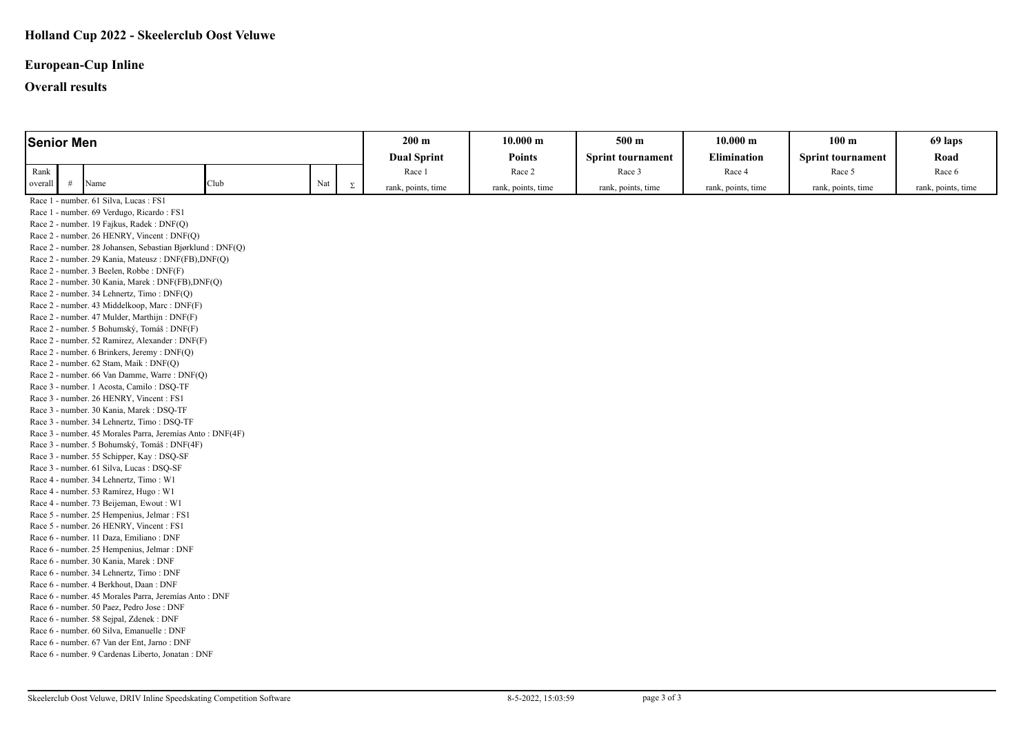## Holland Cup 2022 - Skeelerclub Oost Veluwe

## European-Cup Inline

## Overall results

| Senior Men | | | | | | 200 m | 10.000 m | 500 m | 10.000 m | 100 m | 69 laps |
|---|---|---|---|---|---|---|---|---|---|---|---|
| | | | | | | Dual Sprint | Points | Sprint tournament | Elimination | Sprint tournament | Road |
| Rank overall | # | Name | Club | Nat | Σ | Race 1 | Race 2 | Race 3 | Race 4 | Race 5 | Race 6 |
| | | | | | | rank, points, time | rank, points, time | rank, points, time | rank, points, time | rank, points, time | rank, points, time |

Race 1 - number. 61 Silva, Lucas : FS1
Race 1 - number. 69 Verdugo, Ricardo : FS1
Race 2 - number. 19 Fajkus, Radek : DNF(Q)
Race 2 - number. 26 HENRY, Vincent : DNF(Q)
Race 2 - number. 28 Johansen, Sebastian Bjørklund : DNF(Q)
Race 2 - number. 29 Kania, Mateusz : DNF(FB),DNF(Q)
Race 2 - number. 3 Beelen, Robbe : DNF(F)
Race 2 - number. 30 Kania, Marek : DNF(FB),DNF(Q)
Race 2 - number. 34 Lehnertz, Timo : DNF(Q)
Race 2 - number. 43 Middelkoop, Marc : DNF(F)
Race 2 - number. 47 Mulder, Marthijn : DNF(F)
Race 2 - number. 5 Bohumský, Tomáš : DNF(F)
Race 2 - number. 52 Ramirez, Alexander : DNF(F)
Race 2 - number. 6 Brinkers, Jeremy : DNF(Q)
Race 2 - number. 62 Stam, Maik : DNF(Q)
Race 2 - number. 66 Van Damme, Warre : DNF(Q)
Race 3 - number. 1 Acosta, Camilo : DSQ-TF
Race 3 - number. 26 HENRY, Vincent : FS1
Race 3 - number. 30 Kania, Marek : DSQ-TF
Race 3 - number. 34 Lehnertz, Timo : DSQ-TF
Race 3 - number. 45 Morales Parra, Jeremías Anto : DNF(4F)
Race 3 - number. 5 Bohumský, Tomáš : DNF(4F)
Race 3 - number. 55 Schipper, Kay : DSQ-SF
Race 3 - number. 61 Silva, Lucas : DSQ-SF
Race 4 - number. 34 Lehnertz, Timo : W1
Race 4 - number. 53 Ramírez, Hugo : W1
Race 4 - number. 73 Beijeman, Ewout : W1
Race 5 - number. 25 Hempenius, Jelmar : FS1
Race 5 - number. 26 HENRY, Vincent : FS1
Race 6 - number. 11 Daza, Emiliano : DNF
Race 6 - number. 25 Hempenius, Jelmar : DNF
Race 6 - number. 30 Kania, Marek : DNF
Race 6 - number. 34 Lehnertz, Timo : DNF
Race 6 - number. 4 Berkhout, Daan : DNF
Race 6 - number. 45 Morales Parra, Jeremías Anto : DNF
Race 6 - number. 50 Paez, Pedro Jose : DNF
Race 6 - number. 58 Sejpal, Zdenek : DNF
Race 6 - number. 60 Silva, Emanuelle : DNF
Race 6 - number. 67 Van der Ent, Jarno : DNF
Race 6 - number. 9 Cardenas Liberto, Jonatan : DNF

Skeelerclub Oost Veluwe, DRIV Inline Speedskating Competition Software — 8-5-2022, 15:03:59